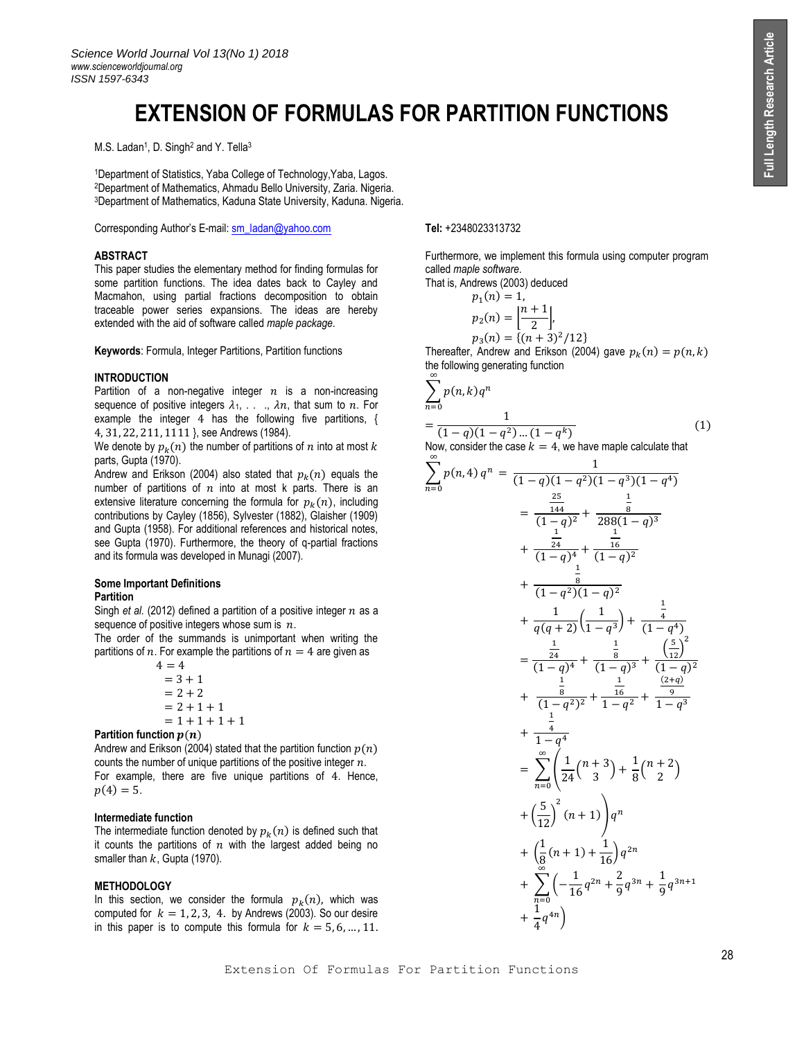# EXTENSION OF FORMULAS FOR PARTITION FUNCTIONS

M.S. Ladan[1], D. Singh[2] and Y. Tella[3]

[1]Department of Statistics, Yaba College of Technology,Yaba, Lagos.
[2]Department of Mathematics, Ahmadu Bello University, Zaria. Nigeria.
[3]Department of Mathematics, Kaduna State University, Kaduna. Nigeria.

Corresponding Author's E-mail: sm_ladan@yahoo.com

**Tel:** +2348023313732

## ABSTRACT

This paper studies the elementary method for finding formulas for some partition functions. The idea dates back to Cayley and Macmahon, using partial fractions decomposition to obtain traceable power series expansions. The ideas are hereby extended with the aid of software called *maple package*.

**Keywords**: Formula, Integer Partitions, Partition functions

## INTRODUCTION

Partition of a non-negative integer $n$ is a non-increasing sequence of positive integers $\lambda_1, \ldots, \lambda n$, that sum to $n$. For example the integer 4 has the following five partitions, { 4, 31, 22, 211, 1111 }, see Andrews (1984).

We denote by $p_k(n)$ the number of partitions of $n$ into at most $k$ parts, Gupta (1970).

Andrew and Erikson (2004) also stated that $p_k(n)$ equals the number of partitions of $n$ into k parts. There is an extensive literature concerning the formula for $p_k(n)$, including contributions by Cayley (1856), Sylvester (1882), Glaisher (1909) and Gupta (1958). For additional references and historical notes, see Gupta (1970). Furthermore, the theory of q-partial fractions and its formula was developed in Munagi (2007).

### Some Important Definitions

#### Partition

Singh *et al.* (2012) defined a partition of a positive integer $n$ as a sequence of positive integers whose sum is $n$.

The order of the summands is unimportant when writing the partitions of $n$. For example the partitions of $n = 4$ are given as

$$
\begin{aligned}
4 &= 4\\
&= 3+1\\
&= 2+2\\
&= 2+1+1\\
&= 1+1+1+1
\end{aligned}
$$

#### Partition function $p(n)$

Andrew and Erikson (2004) stated that the partition function $p(n)$ counts the number of unique partitions of the positive integer $n$.

For example, there are five unique partitions of 4. Hence, $p(4) = 5$.

#### Intermediate function

The intermediate function denoted by $p_k(n)$ is defined such that it counts the partitions of $n$ with the largest added being no smaller than $k$, Gupta (1970).

## METHODOLOGY

In this section, we consider the formula $p_k(n)$, which was computed for $k = 1, 2, 3, 4.$ by Andrews (2003). So our desire in this paper is to compute this formula for $k = 5, 6, \ldots, 11$.

Furthermore, we implement this formula using computer program called *maple software*.

That is, Andrews (2003) deduced

$$
\begin{aligned}
p_1(n) &= 1,\\
p_2(n) &= \left\lfloor \frac{n+1}{2} \right\rfloor,\\
p_3(n) &= \{(n+3)^2/12\}
\end{aligned}
$$

Thereafter, Andrew and Erikson (2004) gave $p_k(n) = p(n,k)$ the following generating function

$$
\sum_{n=0}^{\infty} p(n,k) q^n = \frac{1}{(1-q)(1-q^2)\ldots(1-q^k)} \tag{1}
$$

Now, consider the case $k = 4$, we have maple calculate that

$$
\begin{aligned}
\sum_{n=0}^{\infty} p(n,4)\, q^n &= \frac{1}{(1-q)(1-q^2)(1-q^3)(1-q^4)}\\
&= \frac{\frac{25}{144}}{(1-q)^2} + \frac{\frac{1}{8}}{288(1-q)^3} + \frac{\frac{1}{24}}{(1-q)^4} + \frac{\frac{1}{16}}{(1-q)^2}\\
&\quad + \frac{\frac{1}{8}}{(1-q^2)(1-q)^2}\\
&\quad + \frac{1}{q(q+2)}\left(\frac{1}{1-q^3}\right) + \frac{\frac{1}{4}}{(1-q^4)}\\
&= \frac{\frac{1}{24}}{(1-q)^4} + \frac{\frac{1}{8}}{(1-q)^3} + \frac{\left(\frac{5}{12}\right)^2}{(1-q)^2}\\
&\quad + \frac{\frac{1}{8}}{(1-q^2)^2} + \frac{\frac{1}{16}}{1-q^2} + \frac{\frac{(2+q)}{9}}{1-q^3}\\
&\quad + \frac{\frac{1}{4}}{1-q^4}\\
&= \sum_{n=0}^{\infty}\left(\frac{1}{24}\binom{n+3}{3} + \frac{1}{8}\binom{n+2}{2}\right.\\
&\quad \left. + \left(\frac{5}{12}\right)^2 (n+1)\right) q^n\\
&\quad + \left(\frac{1}{8}(n+1) + \frac{1}{16}\right) q^{2n}\\
&\quad + \sum_{n=0}^{\infty}\left(-\frac{1}{16}q^{2n} + \frac{2}{9}q^{3n} + \frac{1}{9}q^{3n+1}\right.\\
&\quad \left. + \frac{1}{4}q^{4n}\right)
\end{aligned}
$$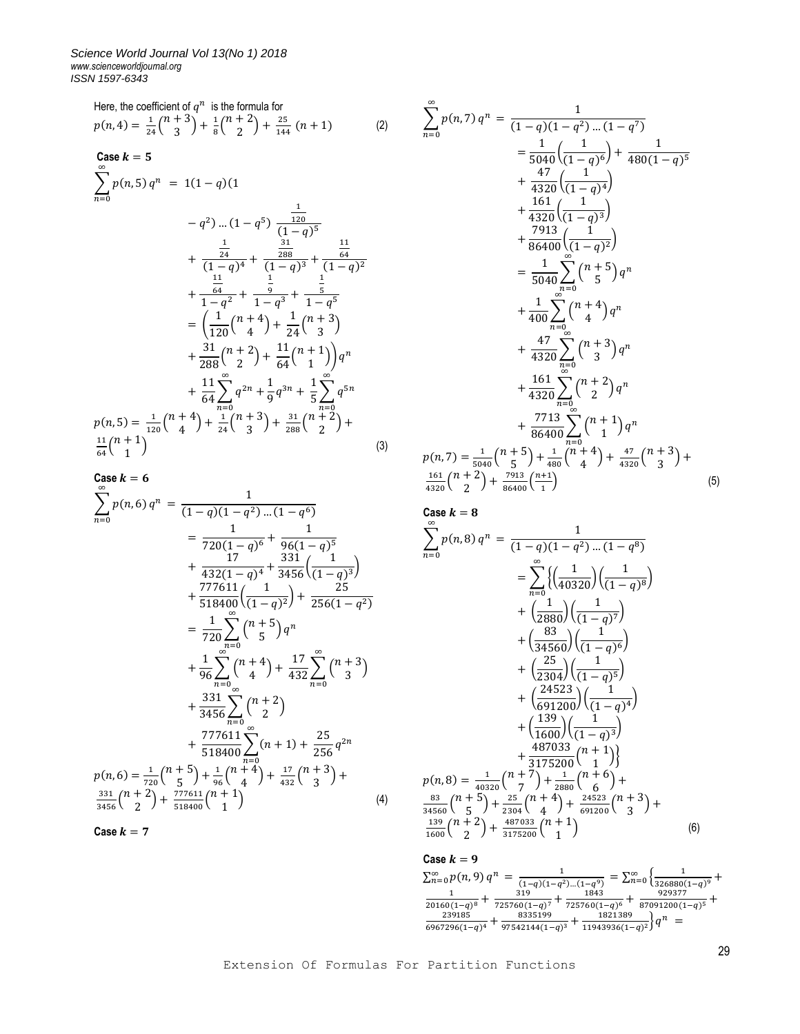Here, the coefficient of $q^n$ is the formula for

$$p(n,4) = \frac{1}{24}\binom{n+3}{3} + \frac{1}{8}\binom{n+2}{2} + \frac{25}{144}(n+1) \quad (2)$$

**Case $k = 5$**

$$\sum_{n=0}^{\infty} p(n,5)\, q^n = 1(1-q)(1 - q^2)\dots(1-q^5)\ \frac{\frac{1}{120}}{(1-q)^5} + \frac{\frac{1}{24}}{(1-q)^4} + \frac{\frac{31}{288}}{(1-q)^3} + \frac{\frac{11}{64}}{(1-q)^2} + \frac{\frac{11}{64}}{1-q^2} + \frac{\frac{1}{9}}{1-q^3} + \frac{\frac{1}{5}}{1-q^5}$$

$$= \left(\frac{1}{120}\binom{n+4}{4} + \frac{1}{24}\binom{n+3}{3} + \frac{31}{288}\binom{n+2}{2} + \frac{11}{64}\binom{n+1}{1}\right) q^n + \frac{11}{64}\sum_{n=0}^{\infty} q^{2n} + \frac{1}{9}q^{3n} + \frac{1}{5}\sum_{n=0}^{\infty} q^{5n}$$

$$p(n,5) = \frac{1}{120}\binom{n+4}{4} + \frac{1}{24}\binom{n+3}{3} + \frac{31}{288}\binom{n+2}{2} + \frac{11}{64}\binom{n+1}{1} \quad (3)$$

**Case $k = 6$**

$$\sum_{n=0}^{\infty} p(n,6)\, q^n = \frac{1}{(1-q)(1-q^2)\dots(1-q^6)}$$

$$= \frac{1}{720(1-q)^6} + \frac{1}{96(1-q)^5} + \frac{17}{432(1-q)^4} + \frac{331}{3456}\left(\frac{1}{(1-q)^3}\right) + \frac{777611}{518400}\left(\frac{1}{(1-q)^2}\right) + \frac{25}{256(1-q^2)}$$

$$= \frac{1}{720}\sum_{n=0}^{\infty}\binom{n+5}{5} q^n + \frac{1}{96}\sum_{n=0}^{\infty}\binom{n+4}{4} + \frac{17}{432}\sum_{n=0}^{\infty}\binom{n+3}{3} + \frac{331}{3456}\sum_{n=0}^{\infty}\binom{n+2}{2} + \frac{777611}{518400}\sum_{n=0}^{\infty}(n+1) + \frac{25}{256}q^{2n}$$

$$p(n,6) = \frac{1}{720}\binom{n+5}{5} + \frac{1}{96}\binom{n+4}{4} + \frac{17}{432}\binom{n+3}{3} + \frac{331}{3456}\binom{n+2}{2} + \frac{777611}{518400}\binom{n+1}{1} \quad (4)$$

**Case $k = 7$**

$$\sum_{n=0}^{\infty} p(n,7)\, q^n = \frac{1}{(1-q)(1-q^2)\dots(1-q^7)}$$

$$= \frac{1}{5040}\left(\frac{1}{(1-q)^6}\right) + \frac{1}{480(1-q)^5} + \frac{47}{4320}\left(\frac{1}{(1-q)^4}\right) + \frac{161}{4320}\left(\frac{1}{(1-q)^3}\right) + \frac{7913}{86400}\left(\frac{1}{(1-q)^2}\right)$$

$$= \frac{1}{5040}\sum_{n=0}^{\infty}\binom{n+5}{5} q^n + \frac{1}{400}\sum_{n=0}^{\infty}\binom{n+4}{4} q^n + \frac{47}{4320}\sum_{n=0}^{\infty}\binom{n+3}{3} q^n + \frac{161}{4320}\sum_{n=0}^{\infty}\binom{n+2}{2} q^n + \frac{7713}{86400}\sum_{n=0}^{\infty}\binom{n+1}{1} q^n$$

$$p(n,7) = \frac{1}{5040}\binom{n+5}{5} + \frac{1}{480}\binom{n+4}{4} + \frac{47}{4320}\binom{n+3}{3} + \frac{161}{4320}\binom{n+2}{2} + \frac{7913}{86400}\binom{n+1}{1} \quad (5)$$

**Case $k = 8$**

$$\sum_{n=0}^{\infty} p(n,8)\, q^n = \frac{1}{(1-q)(1-q^2)\dots(1-q^8)}$$

$$= \sum_{n=0}^{\infty}\left\{\left(\frac{1}{40320}\right)\left(\frac{1}{(1-q)^8}\right) + \left(\frac{1}{2880}\right)\left(\frac{1}{(1-q)^7}\right) + \left(\frac{83}{34560}\right)\left(\frac{1}{(1-q)^6}\right) + \left(\frac{25}{2304}\right)\left(\frac{1}{(1-q)^5}\right) + \left(\frac{24523}{691200}\right)\left(\frac{1}{(1-q)^4}\right) + \left(\frac{139}{1600}\right)\left(\frac{1}{(1-q)^3}\right) + \frac{487033}{3175200}\binom{n+1}{1}\right\}$$

$$p(n,8) = \frac{1}{40320}\binom{n+7}{7} + \frac{1}{2880}\binom{n+6}{6} + \frac{83}{34560}\binom{n+5}{5} + \frac{25}{2304}\binom{n+4}{4} + \frac{24523}{691200}\binom{n+3}{3} + \frac{139}{1600}\binom{n+2}{2} + \frac{487033}{3175200}\binom{n+1}{1} \quad (6)$$

**Case $k = 9$**

$$\sum_{n=0}^{\infty} p(n,9)\, q^n = \frac{1}{(1-q)(1-q^2)\dots(1-q^9)} = \sum_{n=0}^{\infty}\left\{\frac{1}{326880(1-q)^9} + \frac{1}{20160(1-q)^8} + \frac{319}{725760(1-q)^7} + \frac{1843}{725760(1-q)^6} + \frac{929377}{87091200(1-q)^5} + \frac{239185}{6967296(1-q)^4} + \frac{8335199}{97542144(1-q)^3} + \frac{1821389}{11943936(1-q)^2}\right\} q^n =$$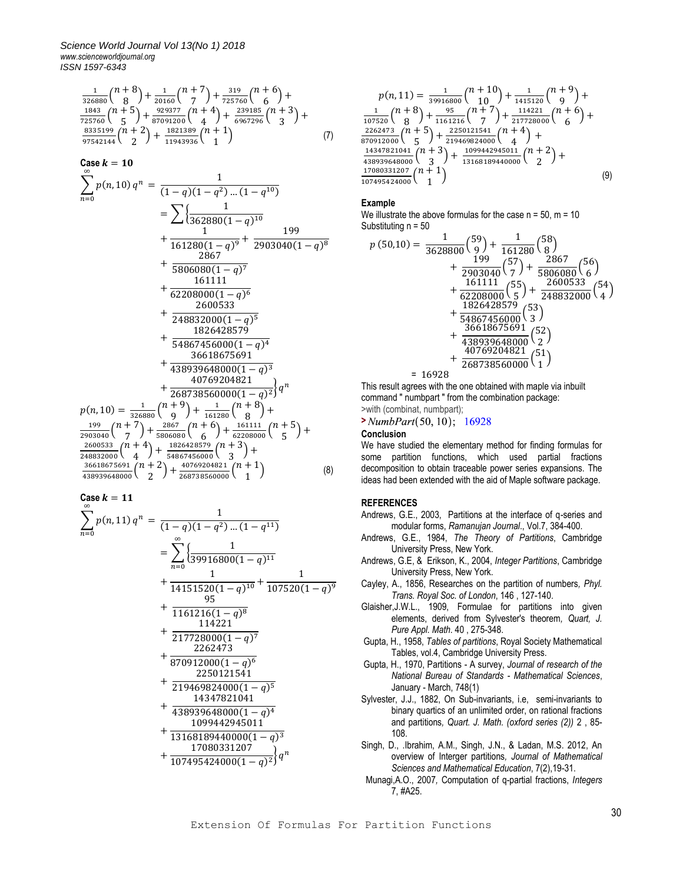$$\frac{1}{326880}\binom{n+8}{8} + \frac{1}{20160}\binom{n+7}{7} + \frac{319}{725760}\binom{n+6}{6} + \frac{1843}{725760}\binom{n+5}{5} + \frac{929377}{87091200}\binom{n+4}{4} + \frac{239185}{6967296}\binom{n+3}{3} + \frac{8335199}{97542144}\binom{n+2}{2} + \frac{1821389}{11943936}\binom{n+1}{1} \tag{7}$$

**Case $k = 10$**

$$\sum_{n=0}^{\infty} p(n,10)\, q^n = \frac{1}{(1-q)(1-q^2)\dots(1-q^{10})}$$

$$= \sum \Big\{ \frac{1}{362880(1-q)^{10}} + \frac{1}{161280(1-q)^9} + \frac{199}{2903040(1-q)^8} + \frac{2867}{5806080(1-q)^7} + \frac{161111}{62208000(1-q)^6} + \frac{2600533}{248832000(1-q)^5} + \frac{1826428579}{54867456000(1-q)^4} + \frac{36618675691}{438939648000(1-q)^3} + \frac{40769204821}{268738560000(1-q)^2} \Big\} q^n$$

$$p(n,10) = \frac{1}{326880}\binom{n+9}{9} + \frac{1}{161280}\binom{n+8}{8} + \frac{199}{2903040}\binom{n+7}{7} + \frac{2867}{5806080}\binom{n+6}{6} + \frac{161111}{62208000}\binom{n+5}{5} + \frac{2600533}{248832000}\binom{n+4}{4} + \frac{1826428579}{54867456000}\binom{n+3}{3} + \frac{36618675691}{438939648000}\binom{n+2}{2} + \frac{40769204821}{268738560000}\binom{n+1}{1} \tag{8}$$

**Case $k = 11$**

$$\sum_{n=0}^{\infty} p(n,11)\, q^n = \frac{1}{(1-q)(1-q^2)\dots(1-q^{11})}$$

$$= \sum_{n=0}^{\infty} \Big\{ \frac{1}{39916800(1-q)^{11}} + \frac{1}{14151520(1-q)^{10}} + \frac{1}{107520(1-q)^9} + \frac{95}{1161216(1-q)^8} + \frac{114221}{217728000(1-q)^7} + \frac{2262473}{870912000(1-q)^6} + \frac{2250121541}{219469824000(1-q)^5} + \frac{14347821041}{438939648000(1-q)^4} + \frac{1099442945011}{13168189440000(1-q)^3} + \frac{17080331207}{107495424000(1-q)^2} \Big\} q^n$$

$$p(n,11) = \frac{1}{39916800}\binom{n+10}{10} + \frac{1}{1415120}\binom{n+9}{9} + \frac{1}{107520}\binom{n+8}{8} + \frac{95}{1161216}\binom{n+7}{7} + \frac{114221}{217728000}\binom{n+6}{6} + \frac{2262473}{870912000}\binom{n+5}{5} + \frac{2250121541}{219469824000}\binom{n+4}{4} + \frac{14347821041}{438939648000}\binom{n+3}{3} + \frac{1099442945011}{13168189440000}\binom{n+2}{2} + \frac{17080331207}{107495424000}\binom{n+1}{1} \tag{9}$$

**Example**

We illustrate the above formulas for the case n = 50, m = 10

Substituting n = 50

$$p(50,10) = \frac{1}{3628800}\binom{59}{9} + \frac{1}{161280}\binom{58}{8} + \frac{199}{2903040}\binom{57}{7} + \frac{2867}{5806080}\binom{56}{6} + \frac{161111}{62208000}\binom{55}{5} + \frac{2600533}{248832000}\binom{54}{4} + \frac{1826428579}{54867456000}\binom{53}{3} + \frac{36618675691}{438939648000}\binom{52}{2} + \frac{40769204821}{268738560000}\binom{51}{1}$$

$$= 16928$$

This result agrees with the one obtained with maple via inbuilt command " numbpart " from the combination package:

```
>with (combinat, numbpart);
> NumbPart(50, 10);   16928
```

**Conclusion**

We have studied the elementary method for finding formulas for some partition functions, which used partial fractions decomposition to obtain traceable power series expansions. The ideas had been extended with the aid of Maple software package.

**REFERENCES**

Andrews, G.E., 2003, Partitions at the interface of q-series and modular forms, *Ramanujan Journal*., Vol.7, 384-400.

Andrews, G.E., 1984, *The Theory of Partitions*, Cambridge University Press, New York.

Andrews, G.E, & Erikson, K., 2004, *Integer Partitions*, Cambridge University Press, New York.

Cayley, A., 1856, Researches on the partition of numbers, *Phyl. Trans. Royal Soc. of London*, 146 , 127-140.

Glaisher,J.W.L., 1909, Formulae for partitions into given elements, derived from Sylvester's theorem, *Quart, J. Pure Appl. Math.* 40 , 275-348.

Gupta, H., 1958, *Tables of partitions*, Royal Society Mathematical Tables, vol.4, Cambridge University Press.

Gupta, H., 1970, Partitions - A survey, *Journal of research of the National Bureau of Standards - Mathematical Sciences*, January - March, 748(1)

Sylvester, J.J., 1882, On Sub-invariants, i.e, semi-invariants to binary quartics of an unlimited order, on rational fractions and partitions, *Quart. J. Math. (oxford series (2))* 2 , 85-108.

Singh, D., .Ibrahim, A.M., Singh, J.N., & Ladan, M.S. 2012, An overview of Interger partitions, *Journal of Mathematical Sciences and Mathematical Education*, 7(2),19-31.

Munagi,A.O., 2007, Computation of q-partial fractions, *Integers* 7, #A25.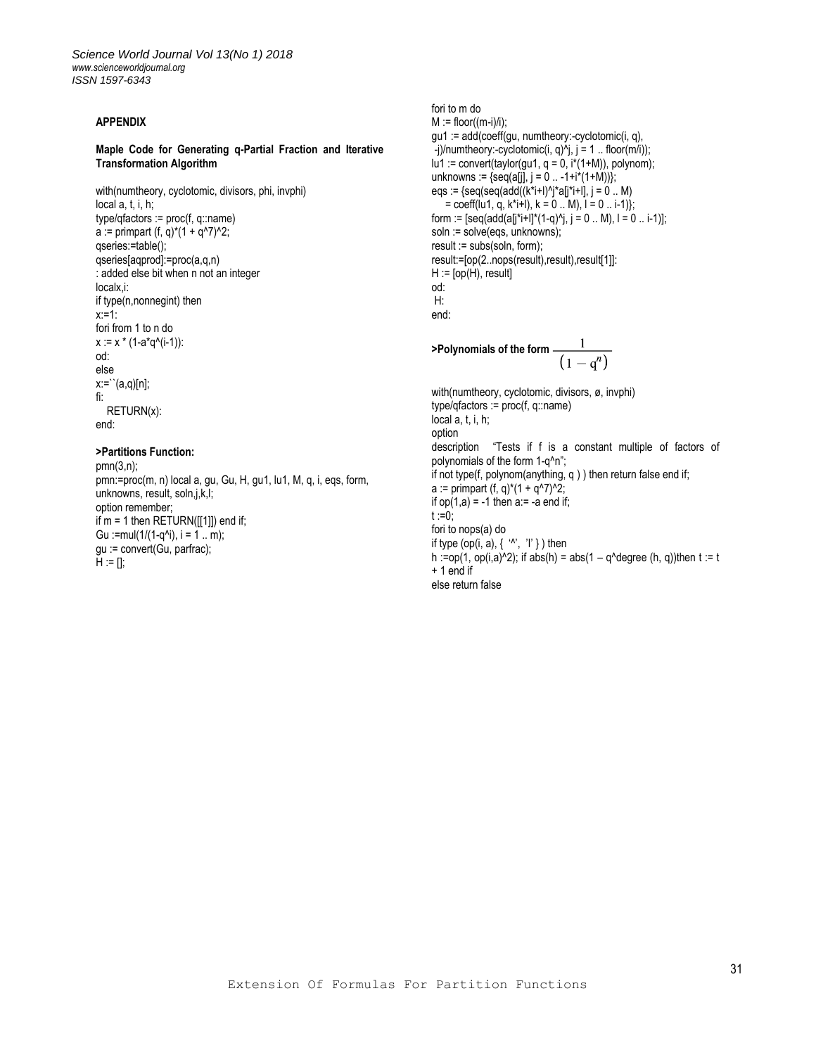### APPENDIX

**Maple Code for Generating q-Partial Fraction and Iterative Transformation Algorithm**

```
with(numtheory, cyclotomic, divisors, phi, invphi)
local a, t, i, h;
type/qfactors := proc(f, q::name)
a := primpart (f, q)*(1 + q^7)^2;
qseries:=table();
qseries[aqprod]:=proc(a,q,n)
: added else bit when n not an integer
localx,i:
if type(n,nonnegint) then
x:=1:
fori from 1 to n do
x := x * (1-a*q^(i-1)):
od:
else
x:=``(a,q)[n];
fi:
   RETURN(x):
end:
```

**>Partitions Function:**

```
pmn(3,n);
pmn:=proc(m, n) local a, gu, Gu, H, gu1, lu1, M, q, i, eqs, form,
unknowns, result, soln,j,k,l;
option remember;
if m = 1 then RETURN([[1]]) end if;
Gu :=mul(1/(1-q^i), i = 1 .. m);
gu := convert(Gu, parfrac);
H := [];
fori to m do
M := floor((m-i)/i);
gu1 := add(coeff(gu, numtheory:-cyclotomic(i, q),
 -j)/numtheory:-cyclotomic(i, q)^j, j = 1 .. floor(m/i));
lu1 := convert(taylor(gu1, q = 0, i*(1+M)), polynom);
unknowns := {seq(a[j], j = 0 .. -1+i*(1+M))};
eqs := {seq(seq(add((k*i+l)^j*a[j*i+l], j = 0 .. M)
    = coeff(lu1, q, k*i+l), k = 0 .. M), l = 0 .. i-1)};
form := [seq(add(a[j*i+l]*(1-q)^j, j = 0 .. M), l = 0 .. i-1)];
soln := solve(eqs, unknowns);
result := subs(soln, form);
result:=[op(2..nops(result),result),result[1]]:
H := [op(H), result]
od:
 H:
end:
```

**>Polynomials of the form** $\dfrac{1}{\left(1-q^{n}\right)}$

```
with(numtheory, cyclotomic, divisors, ø, invphi)
type/qfactors := proc(f, q::name)
local a, t, i, h;
option
description   "Tests if f is a constant multiple of factors of
polynomials of the form 1-q^n";
if not type(f, polynom(anything, q ) ) then return false end if;
a := primpart (f, q)*(1 + q^7)^2;
if op(1,a) = -1 then a:= -a end if;
t :=0;
fori to nops(a) do
if type (op(i, a), { '^', 'I' } ) then
h :=op(1, op(i,a)^2); if abs(h) = abs(1 – q^degree (h, q))then t := t
+ 1 end if
else return false
```